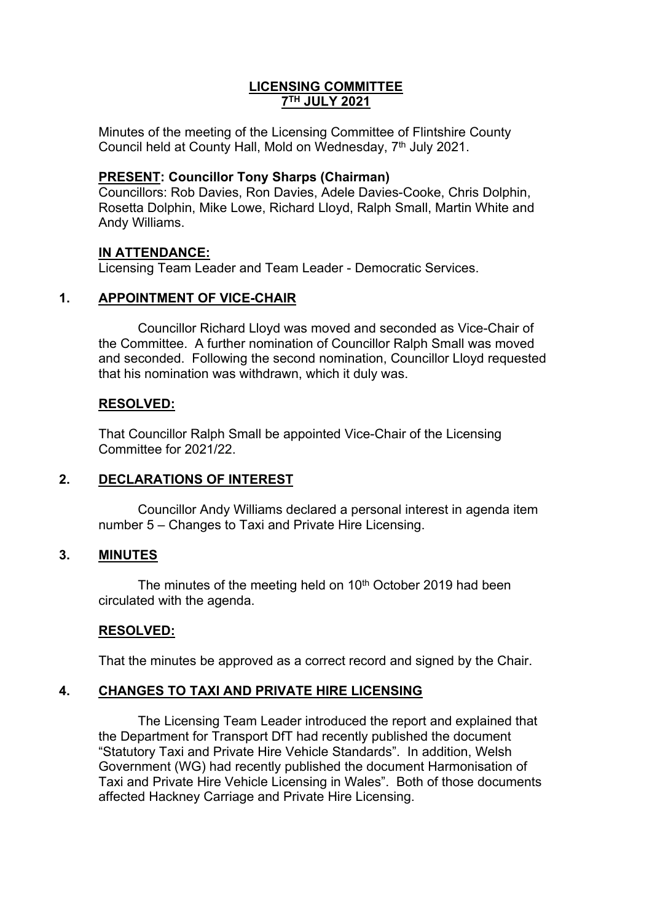# LICENSING COMMITTEE
## 7TH JULY 2021

Minutes of the meeting of the Licensing Committee of Flintshire County Council held at County Hall, Mold on Wednesday, 7th July 2021.

**PRESENT: Councillor Tony Sharps (Chairman)**
Councillors: Rob Davies, Ron Davies, Adele Davies-Cooke, Chris Dolphin, Rosetta Dolphin, Mike Lowe, Richard Lloyd, Ralph Small, Martin White and Andy Williams.

**IN ATTENDANCE:**
Licensing Team Leader and Team Leader - Democratic Services.

## 1. APPOINTMENT OF VICE-CHAIR

Councillor Richard Lloyd was moved and seconded as Vice-Chair of the Committee. A further nomination of Councillor Ralph Small was moved and seconded. Following the second nomination, Councillor Lloyd requested that his nomination was withdrawn, which it duly was.

**RESOLVED:**

That Councillor Ralph Small be appointed Vice-Chair of the Licensing Committee for 2021/22.

## 2. DECLARATIONS OF INTEREST

Councillor Andy Williams declared a personal interest in agenda item number 5 – Changes to Taxi and Private Hire Licensing.

## 3. MINUTES

The minutes of the meeting held on 10th October 2019 had been circulated with the agenda.

**RESOLVED:**

That the minutes be approved as a correct record and signed by the Chair.

## 4. CHANGES TO TAXI AND PRIVATE HIRE LICENSING

The Licensing Team Leader introduced the report and explained that the Department for Transport DfT had recently published the document "Statutory Taxi and Private Hire Vehicle Standards". In addition, Welsh Government (WG) had recently published the document Harmonisation of Taxi and Private Hire Vehicle Licensing in Wales". Both of those documents affected Hackney Carriage and Private Hire Licensing.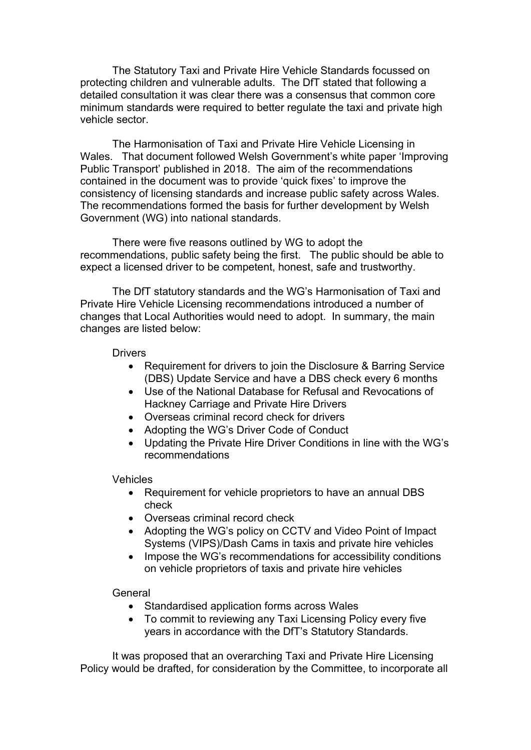The Statutory Taxi and Private Hire Vehicle Standards focussed on protecting children and vulnerable adults. The DfT stated that following a detailed consultation it was clear there was a consensus that common core minimum standards were required to better regulate the taxi and private high vehicle sector.

The Harmonisation of Taxi and Private Hire Vehicle Licensing in Wales. That document followed Welsh Government's white paper 'Improving Public Transport' published in 2018. The aim of the recommendations contained in the document was to provide 'quick fixes' to improve the consistency of licensing standards and increase public safety across Wales. The recommendations formed the basis for further development by Welsh Government (WG) into national standards.

There were five reasons outlined by WG to adopt the recommendations, public safety being the first. The public should be able to expect a licensed driver to be competent, honest, safe and trustworthy.

The DfT statutory standards and the WG's Harmonisation of Taxi and Private Hire Vehicle Licensing recommendations introduced a number of changes that Local Authorities would need to adopt. In summary, the main changes are listed below:

Drivers

- Requirement for drivers to join the Disclosure & Barring Service (DBS) Update Service and have a DBS check every 6 months
- Use of the National Database for Refusal and Revocations of Hackney Carriage and Private Hire Drivers
- Overseas criminal record check for drivers
- Adopting the WG's Driver Code of Conduct
- Updating the Private Hire Driver Conditions in line with the WG's recommendations

Vehicles

- Requirement for vehicle proprietors to have an annual DBS check
- Overseas criminal record check
- Adopting the WG's policy on CCTV and Video Point of Impact Systems (VIPS)/Dash Cams in taxis and private hire vehicles
- Impose the WG's recommendations for accessibility conditions on vehicle proprietors of taxis and private hire vehicles

General

- Standardised application forms across Wales
- To commit to reviewing any Taxi Licensing Policy every five years in accordance with the DfT's Statutory Standards.

It was proposed that an overarching Taxi and Private Hire Licensing Policy would be drafted, for consideration by the Committee, to incorporate all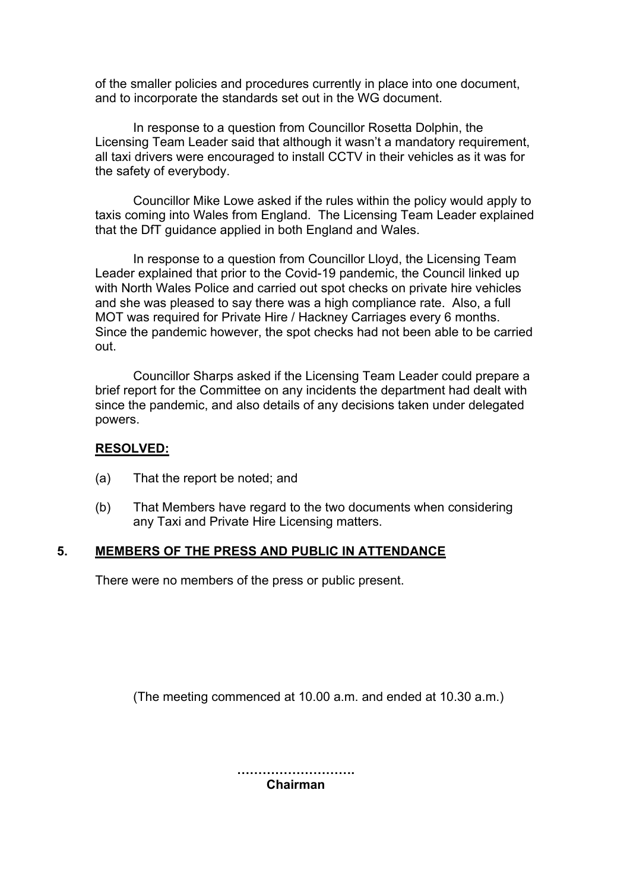of the smaller policies and procedures currently in place into one document, and to incorporate the standards set out in the WG document.

In response to a question from Councillor Rosetta Dolphin, the Licensing Team Leader said that although it wasn't a mandatory requirement, all taxi drivers were encouraged to install CCTV in their vehicles as it was for the safety of everybody.

Councillor Mike Lowe asked if the rules within the policy would apply to taxis coming into Wales from England. The Licensing Team Leader explained that the DfT guidance applied in both England and Wales.

In response to a question from Councillor Lloyd, the Licensing Team Leader explained that prior to the Covid-19 pandemic, the Council linked up with North Wales Police and carried out spot checks on private hire vehicles and she was pleased to say there was a high compliance rate. Also, a full MOT was required for Private Hire / Hackney Carriages every 6 months. Since the pandemic however, the spot checks had not been able to be carried out.

Councillor Sharps asked if the Licensing Team Leader could prepare a brief report for the Committee on any incidents the department had dealt with since the pandemic, and also details of any decisions taken under delegated powers.

**RESOLVED:**

(a) That the report be noted; and

(b) That Members have regard to the two documents when considering any Taxi and Private Hire Licensing matters.

## 5. MEMBERS OF THE PRESS AND PUBLIC IN ATTENDANCE

There were no members of the press or public present.

(The meeting commenced at 10.00 a.m. and ended at 10.30 a.m.)

……………………….

**Chairman**